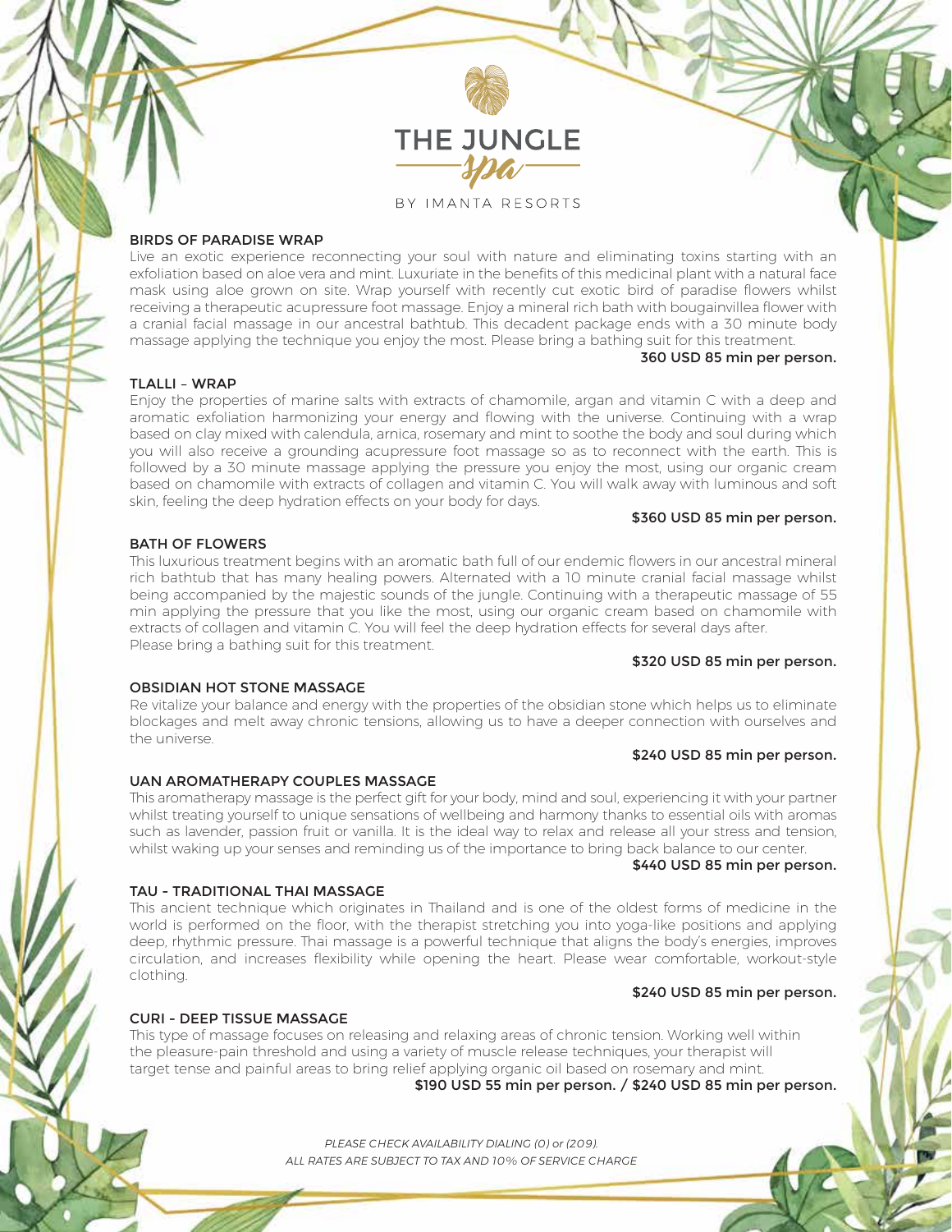# THE JUNGLE spa

BY IMANTA RESORTS

## BIRDS OF PARADISE WRAP

Live an exotic experience reconnecting your soul with nature and eliminating toxins starting with an exfoliation based on aloe vera and mint. Luxuriate in the benefits of this medicinal plant with a natural face mask using aloe grown on site. Wrap yourself with recently cut exotic bird of paradise flowers whilst receiving a therapeutic acupressure foot massage. Enjoy a mineral rich bath with bougainvillea flower with a cranial facial massage in our ancestral bathtub. This decadent package ends with a 30 minute body massage applying the technique you enjoy the most. Please bring a bathing suit for this treatment.

**360 USD 85 min per person.**

## TLALLI – WRAP

Enjoy the properties of marine salts with extracts of chamomile, argan and vitamin C with a deep and aromatic exfoliation harmonizing your energy and flowing with the universe. Continuing with a wrap based on clay mixed with calendula, arnica, rosemary and mint to soothe the body and soul during which you will also receive a grounding acupressure foot massage so as to reconnect with the earth. This is followed by a 30 minute massage applying the pressure you enjoy the most, using our organic cream based on chamomile with extracts of collagen and vitamin C. You will walk away with luminous and soft skin, feeling the deep hydration effects on your body for days.

**$360 USD 85 min per person.**

## BATH OF FLOWERS

This luxurious treatment begins with an aromatic bath full of our endemic flowers in our ancestral mineral rich bathtub that has many healing powers. Alternated with a 10 minute cranial facial massage whilst being accompanied by the majestic sounds of the jungle. Continuing with a therapeutic massage of 55 min applying the pressure that you like the most, using our organic cream based on chamomile with extracts of collagen and vitamin C. You will feel the deep hydration effects for several days after.
Please bring a bathing suit for this treatment.

**$320 USD 85 min per person.**

## OBSIDIAN HOT STONE MASSAGE

Re vitalize your balance and energy with the properties of the obsidian stone which helps us to eliminate blockages and melt away chronic tensions, allowing us to have a deeper connection with ourselves and the universe.

**$240 USD 85 min per person.**

## UAN AROMATHERAPY COUPLES MASSAGE

This aromatherapy massage is the perfect gift for your body, mind and soul, experiencing it with your partner whilst treating yourself to unique sensations of wellbeing and harmony thanks to essential oils with aromas such as lavender, passion fruit or vanilla. It is the ideal way to relax and release all your stress and tension, whilst waking up your senses and reminding us of the importance to bring back balance to our center.

**$440 USD 85 min per person.**

## TAU - TRADITIONAL THAI MASSAGE

This ancient technique which originates in Thailand and is one of the oldest forms of medicine in the world is performed on the floor, with the therapist stretching you into yoga-like positions and applying deep, rhythmic pressure. Thai massage is a powerful technique that aligns the body's energies, improves circulation, and increases flexibility while opening the heart. Please wear comfortable, workout-style clothing.

**$240 USD 85 min per person.**

## CURI - DEEP TISSUE MASSAGE

This type of massage focuses on releasing and relaxing areas of chronic tension. Working well within the pleasure-pain threshold and using a variety of muscle release techniques, your therapist will target tense and painful areas to bring relief applying organic oil based on rosemary and mint.

**$190 USD 55 min per person. / $240 USD 85 min per person.**

*PLEASE CHECK AVAILABILITY DIALING (0) or (209).*
*ALL RATES ARE SUBJECT TO TAX AND 10% OF SERVICE CHARGE*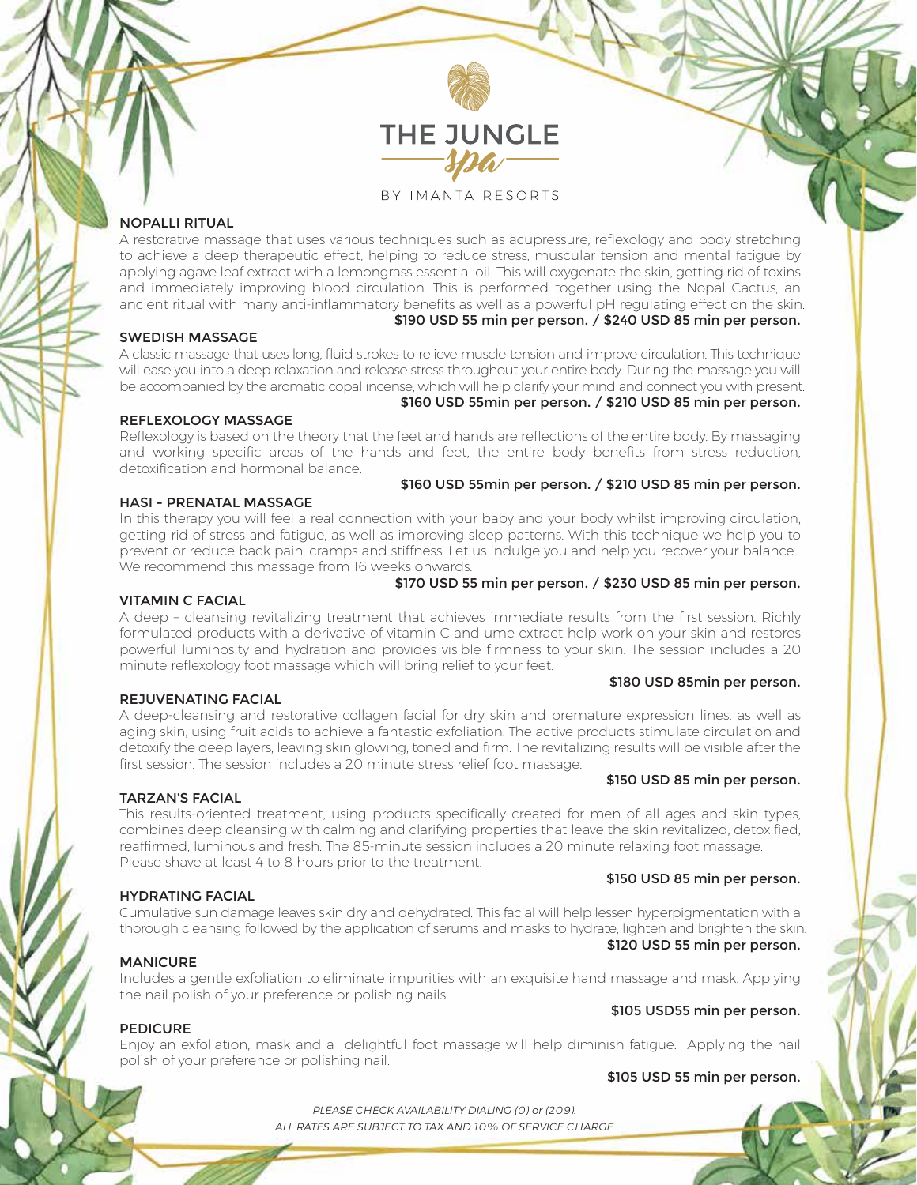# THE JUNGLE spa

BY IMANTA RESORTS

## NOPALLI RITUAL

A restorative massage that uses various techniques such as acupressure, reflexology and body stretching to achieve a deep therapeutic effect, helping to reduce stress, muscular tension and mental fatigue by applying agave leaf extract with a lemongrass essential oil. This will oxygenate the skin, getting rid of toxins and immediately improving blood circulation. This is performed together using the Nopal Cactus, an ancient ritual with many anti-inflammatory benefits as well as a powerful pH regulating effect on the skin.

**$190 USD 55 min per person. / $240 USD 85 min per person.**

## SWEDISH MASSAGE

A classic massage that uses long, fluid strokes to relieve muscle tension and improve circulation. This technique will ease you into a deep relaxation and release stress throughout your entire body. During the massage you will be accompanied by the aromatic copal incense, which will help clarify your mind and connect you with present.

**$160 USD 55min per person. / $210 USD 85 min per person.**

## REFLEXOLOGY MASSAGE

Reflexology is based on the theory that the feet and hands are reflections of the entire body. By massaging and working specific areas of the hands and feet, the entire body benefits from stress reduction, detoxification and hormonal balance.

**$160 USD 55min per person. / $210 USD 85 min per person.**

## HASI - PRENATAL MASSAGE

In this therapy you will feel a real connection with your baby and your body whilst improving circulation, getting rid of stress and fatigue, as well as improving sleep patterns. With this technique we help you to prevent or reduce back pain, cramps and stiffness. Let us indulge you and help you recover your balance. We recommend this massage from 16 weeks onwards.

**$170 USD 55 min per person. / $230 USD 85 min per person.**

## VITAMIN C FACIAL

A deep – cleansing revitalizing treatment that achieves immediate results from the first session. Richly formulated products with a derivative of vitamin C and ume extract help work on your skin and restores powerful luminosity and hydration and provides visible firmness to your skin. The session includes a 20 minute reflexology foot massage which will bring relief to your feet.

**$180 USD 85min per person.**

## REJUVENATING FACIAL

A deep-cleansing and restorative collagen facial for dry skin and premature expression lines, as well as aging skin, using fruit acids to achieve a fantastic exfoliation. The active products stimulate circulation and detoxify the deep layers, leaving skin glowing, toned and firm. The revitalizing results will be visible after the first session. The session includes a 20 minute stress relief foot massage.

**$150 USD 85 min per person.**

## TARZAN'S FACIAL

This results-oriented treatment, using products specifically created for men of all ages and skin types, combines deep cleansing with calming and clarifying properties that leave the skin revitalized, detoxified, reaffirmed, luminous and fresh. The 85-minute session includes a 20 minute relaxing foot massage. Please shave at least 4 to 8 hours prior to the treatment.

**$150 USD 85 min per person.**

## HYDRATING FACIAL

Cumulative sun damage leaves skin dry and dehydrated. This facial will help lessen hyperpigmentation with a thorough cleansing followed by the application of serums and masks to hydrate, lighten and brighten the skin.

**$120 USD 55 min per person.**

## MANICURE

Includes a gentle exfoliation to eliminate impurities with an exquisite hand massage and mask. Applying the nail polish of your preference or polishing nails.

**$105 USD55 min per person.**

## PEDICURE

Enjoy an exfoliation, mask and a delightful foot massage will help diminish fatigue. Applying the nail polish of your preference or polishing nail.

**$105 USD 55 min per person.**

*PLEASE CHECK AVAILABILITY DIALING (0) or (209).*
*ALL RATES ARE SUBJECT TO TAX AND 10% OF SERVICE CHARGE*